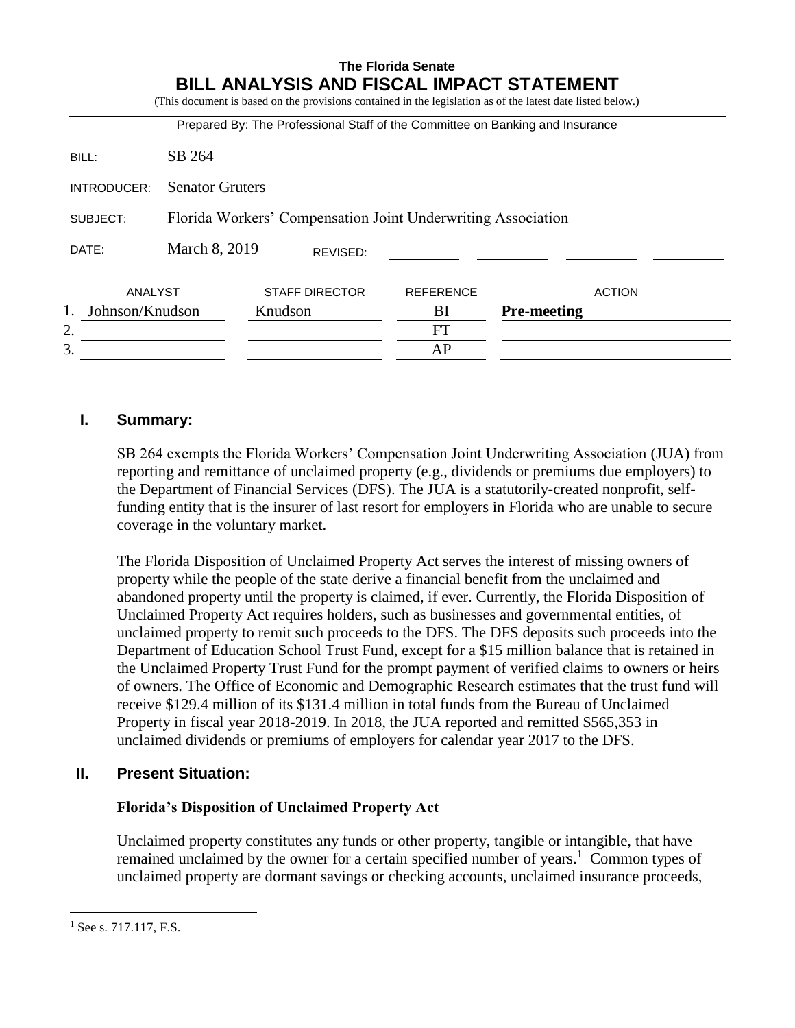**The Florida Senate**

# BILL ANALYSIS AND FISCAL IMPACT STATEMENT

(This document is based on the provisions contained in the legislation as of the latest date listed below.)

Prepared By: The Professional Staff of the Committee on Banking and Insurance

| | |
|---|---|
| BILL: | SB 264 |
| INTRODUCER: | Senator Gruters |
| SUBJECT: | Florida Workers' Compensation Joint Underwriting Association |
| DATE: | March 8, 2019 REVISED: |

| | ANALYST | STAFF DIRECTOR | REFERENCE | ACTION |
|---|---|---|---|---|
| 1. | Johnson/Knudson | Knudson | BI | **Pre-meeting** |
| 2. | | | FT | |
| 3. | | | AP | |

## I. Summary:

SB 264 exempts the Florida Workers' Compensation Joint Underwriting Association (JUA) from reporting and remittance of unclaimed property (e.g., dividends or premiums due employers) to the Department of Financial Services (DFS). The JUA is a statutorily-created nonprofit, self-funding entity that is the insurer of last resort for employers in Florida who are unable to secure coverage in the voluntary market.

The Florida Disposition of Unclaimed Property Act serves the interest of missing owners of property while the people of the state derive a financial benefit from the unclaimed and abandoned property until the property is claimed, if ever. Currently, the Florida Disposition of Unclaimed Property Act requires holders, such as businesses and governmental entities, of unclaimed property to remit such proceeds to the DFS. The DFS deposits such proceeds into the Department of Education School Trust Fund, except for a $15 million balance that is retained in the Unclaimed Property Trust Fund for the prompt payment of verified claims to owners or heirs of owners. The Office of Economic and Demographic Research estimates that the trust fund will receive $129.4 million of its $131.4 million in total funds from the Bureau of Unclaimed Property in fiscal year 2018-2019. In 2018, the JUA reported and remitted $565,353 in unclaimed dividends or premiums of employers for calendar year 2017 to the DFS.

## II. Present Situation:

### Florida's Disposition of Unclaimed Property Act

Unclaimed property constitutes any funds or other property, tangible or intangible, that have remained unclaimed by the owner for a certain specified number of years.[1] Common types of unclaimed property are dormant savings or checking accounts, unclaimed insurance proceeds,

---

[1] See s. 717.117, F.S.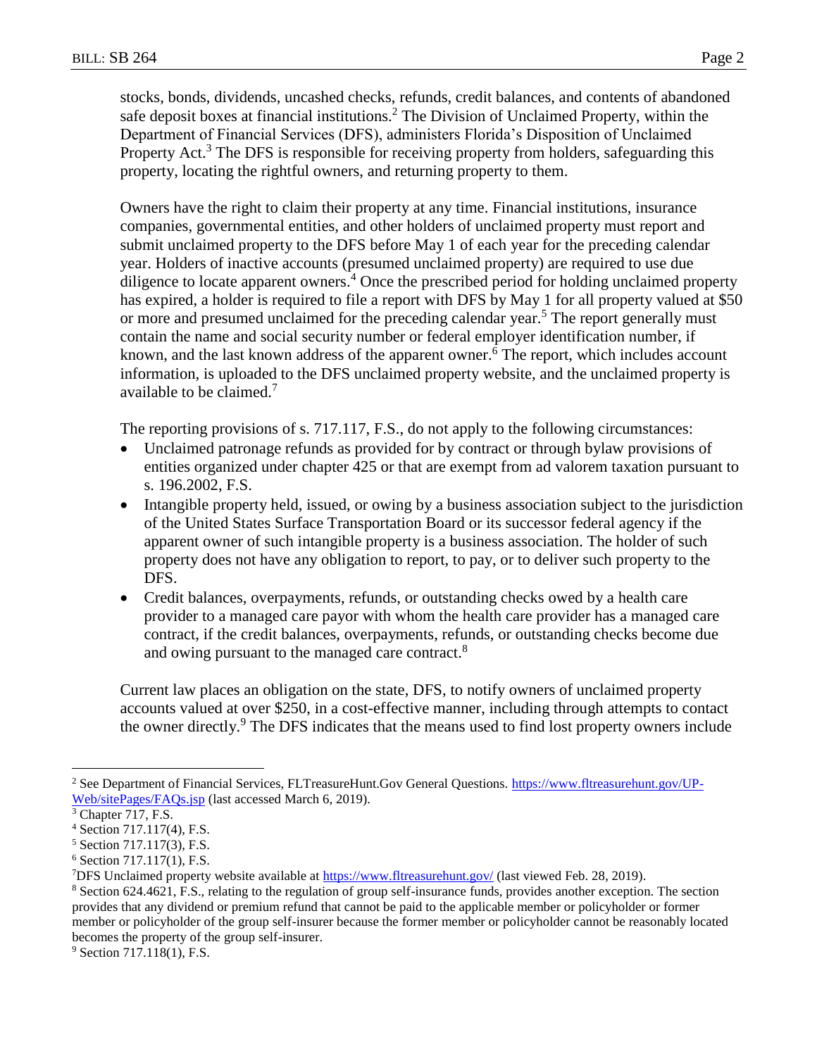stocks, bonds, dividends, uncashed checks, refunds, credit balances, and contents of abandoned safe deposit boxes at financial institutions.[2] The Division of Unclaimed Property, within the Department of Financial Services (DFS), administers Florida's Disposition of Unclaimed Property Act.[3] The DFS is responsible for receiving property from holders, safeguarding this property, locating the rightful owners, and returning property to them.

Owners have the right to claim their property at any time. Financial institutions, insurance companies, governmental entities, and other holders of unclaimed property must report and submit unclaimed property to the DFS before May 1 of each year for the preceding calendar year. Holders of inactive accounts (presumed unclaimed property) are required to use due diligence to locate apparent owners.[4] Once the prescribed period for holding unclaimed property has expired, a holder is required to file a report with DFS by May 1 for all property valued at $50 or more and presumed unclaimed for the preceding calendar year.[5] The report generally must contain the name and social security number or federal employer identification number, if known, and the last known address of the apparent owner.[6] The report, which includes account information, is uploaded to the DFS unclaimed property website, and the unclaimed property is available to be claimed.[7]

The reporting provisions of s. 717.117, F.S., do not apply to the following circumstances:

- Unclaimed patronage refunds as provided for by contract or through bylaw provisions of entities organized under chapter 425 or that are exempt from ad valorem taxation pursuant to s. 196.2002, F.S.
- Intangible property held, issued, or owing by a business association subject to the jurisdiction of the United States Surface Transportation Board or its successor federal agency if the apparent owner of such intangible property is a business association. The holder of such property does not have any obligation to report, to pay, or to deliver such property to the DFS.
- Credit balances, overpayments, refunds, or outstanding checks owed by a health care provider to a managed care payor with whom the health care provider has a managed care contract, if the credit balances, overpayments, refunds, or outstanding checks become due and owing pursuant to the managed care contract.[8]

Current law places an obligation on the state, DFS, to notify owners of unclaimed property accounts valued at over $250, in a cost-effective manner, including through attempts to contact the owner directly.[9] The DFS indicates that the means used to find lost property owners include

---

[2] See Department of Financial Services, FLTreasureHunt.Gov General Questions. https://www.fltreasurehunt.gov/UP-Web/sitePages/FAQs.jsp (last accessed March 6, 2019).

[3] Chapter 717, F.S.

[4] Section 717.117(4), F.S.

[5] Section 717.117(3), F.S.

[6] Section 717.117(1), F.S.

[7] DFS Unclaimed property website available at https://www.fltreasurehunt.gov/ (last viewed Feb. 28, 2019).

[8] Section 624.4621, F.S., relating to the regulation of group self-insurance funds, provides another exception. The section provides that any dividend or premium refund that cannot be paid to the applicable member or policyholder or former member or policyholder of the group self-insurer because the former member or policyholder cannot be reasonably located becomes the property of the group self-insurer.

[9] Section 717.118(1), F.S.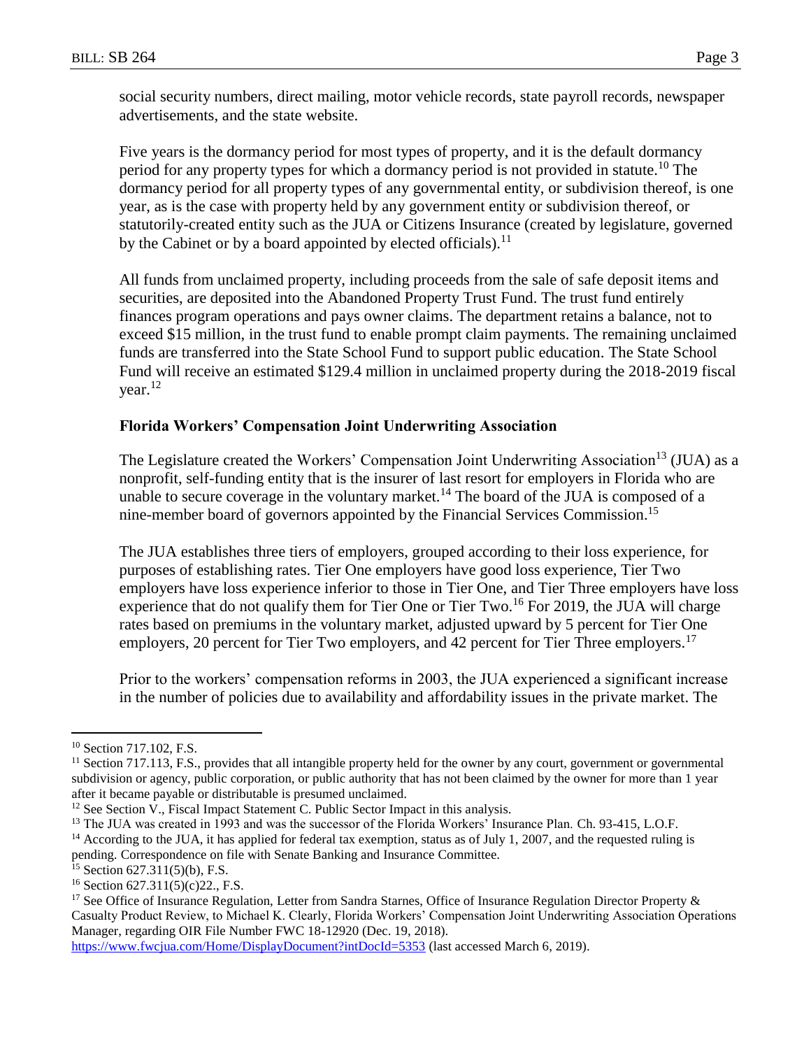social security numbers, direct mailing, motor vehicle records, state payroll records, newspaper advertisements, and the state website.

Five years is the dormancy period for most types of property, and it is the default dormancy period for any property types for which a dormancy period is not provided in statute.[10] The dormancy period for all property types of any governmental entity, or subdivision thereof, is one year, as is the case with property held by any government entity or subdivision thereof, or statutorily-created entity such as the JUA or Citizens Insurance (created by legislature, governed by the Cabinet or by a board appointed by elected officials).[11]

All funds from unclaimed property, including proceeds from the sale of safe deposit items and securities, are deposited into the Abandoned Property Trust Fund. The trust fund entirely finances program operations and pays owner claims. The department retains a balance, not to exceed $15 million, in the trust fund to enable prompt claim payments. The remaining unclaimed funds are transferred into the State School Fund to support public education. The State School Fund will receive an estimated $129.4 million in unclaimed property during the 2018-2019 fiscal year.[12]

### Florida Workers' Compensation Joint Underwriting Association

The Legislature created the Workers' Compensation Joint Underwriting Association[13] (JUA) as a nonprofit, self-funding entity that is the insurer of last resort for employers in Florida who are unable to secure coverage in the voluntary market.[14] The board of the JUA is composed of a nine-member board of governors appointed by the Financial Services Commission.[15]

The JUA establishes three tiers of employers, grouped according to their loss experience, for purposes of establishing rates. Tier One employers have good loss experience, Tier Two employers have loss experience inferior to those in Tier One, and Tier Three employers have loss experience that do not qualify them for Tier One or Tier Two.[16] For 2019, the JUA will charge rates based on premiums in the voluntary market, adjusted upward by 5 percent for Tier One employers, 20 percent for Tier Two employers, and 42 percent for Tier Three employers.[17]

Prior to the workers' compensation reforms in 2003, the JUA experienced a significant increase in the number of policies due to availability and affordability issues in the private market. The

---

[10] Section 717.102, F.S.

[11] Section 717.113, F.S., provides that all intangible property held for the owner by any court, government or governmental subdivision or agency, public corporation, or public authority that has not been claimed by the owner for more than 1 year after it became payable or distributable is presumed unclaimed.

[12] See Section V., Fiscal Impact Statement C. Public Sector Impact in this analysis.

[13] The JUA was created in 1993 and was the successor of the Florida Workers' Insurance Plan. Ch. 93-415, L.O.F.

[14] According to the JUA, it has applied for federal tax exemption, status as of July 1, 2007, and the requested ruling is pending. Correspondence on file with Senate Banking and Insurance Committee.

[15] Section 627.311(5)(b), F.S.

[16] Section 627.311(5)(c)22., F.S.

[17] See Office of Insurance Regulation, Letter from Sandra Starnes, Office of Insurance Regulation Director Property & Casualty Product Review, to Michael K. Clearly, Florida Workers' Compensation Joint Underwriting Association Operations Manager, regarding OIR File Number FWC 18-12920 (Dec. 19, 2018). https://www.fwcjua.com/Home/DisplayDocument?intDocId=5353 (last accessed March 6, 2019).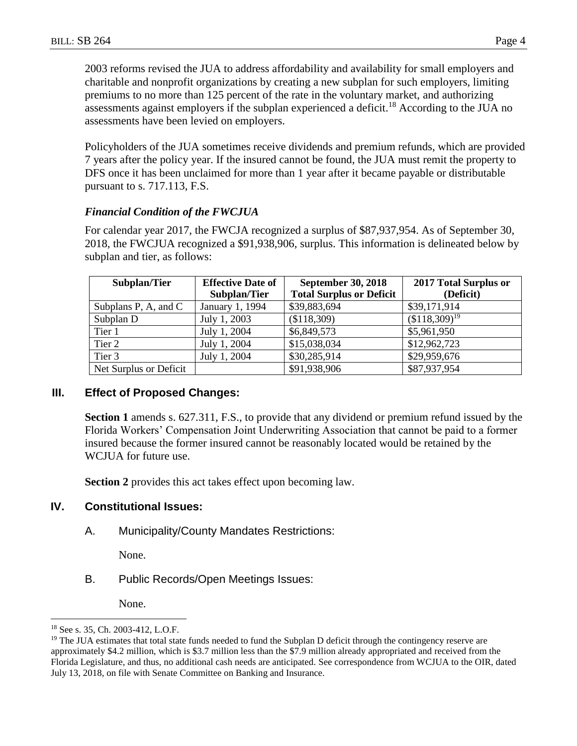2003 reforms revised the JUA to address affordability and availability for small employers and charitable and nonprofit organizations by creating a new subplan for such employers, limiting premiums to no more than 125 percent of the rate in the voluntary market, and authorizing assessments against employers if the subplan experienced a deficit.[18] According to the JUA no assessments have been levied on employers.

Policyholders of the JUA sometimes receive dividends and premium refunds, which are provided 7 years after the policy year. If the insured cannot be found, the JUA must remit the property to DFS once it has been unclaimed for more than 1 year after it became payable or distributable pursuant to s. 717.113, F.S.

***Financial Condition of the FWCJUA***

For calendar year 2017, the FWCJA recognized a surplus of $87,937,954. As of September 30, 2018, the FWCJUA recognized a $91,938,906, surplus. This information is delineated below by subplan and tier, as follows:

| Subplan/Tier | Effective Date of Subplan/Tier | September 30, 2018 Total Surplus or Deficit | 2017 Total Surplus or (Deficit) |
|---|---|---|---|
| Subplans P, A, and C | January 1, 1994 | $39,883,694 | $39,171,914 |
| Subplan D | July 1, 2003 | ($118,309) | ($118,309)[19] |
| Tier 1 | July 1, 2004 | $6,849,573 | $5,961,950 |
| Tier 2 | July 1, 2004 | $15,038,034 | $12,962,723 |
| Tier 3 | July 1, 2004 | $30,285,914 | $29,959,676 |
| Net Surplus or Deficit | | $91,938,906 | $87,937,954 |

## III. Effect of Proposed Changes:

**Section 1** amends s. 627.311, F.S., to provide that any dividend or premium refund issued by the Florida Workers' Compensation Joint Underwriting Association that cannot be paid to a former insured because the former insured cannot be reasonably located would be retained by the WCJUA for future use.

**Section 2** provides this act takes effect upon becoming law.

## IV. Constitutional Issues:

A. Municipality/County Mandates Restrictions:

None.

B. Public Records/Open Meetings Issues:

None.

---

[18] See s. 35, Ch. 2003-412, L.O.F.

[19] The JUA estimates that total state funds needed to fund the Subplan D deficit through the contingency reserve are approximately $4.2 million, which is $3.7 million less than the $7.9 million already appropriated and received from the Florida Legislature, and thus, no additional cash needs are anticipated. See correspondence from WCJUA to the OIR, dated July 13, 2018, on file with Senate Committee on Banking and Insurance.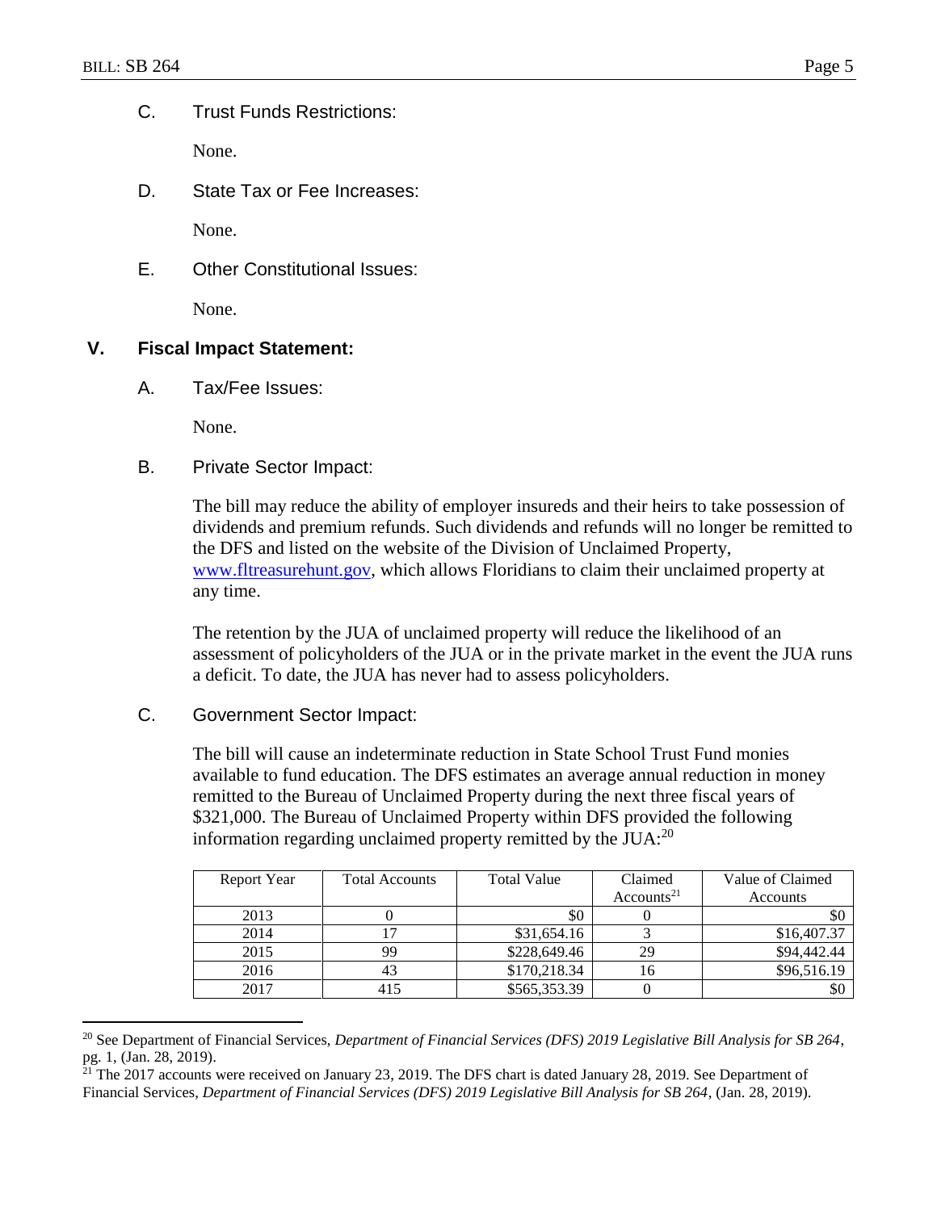C. Trust Funds Restrictions:

None.

D. State Tax or Fee Increases:

None.

E. Other Constitutional Issues:

None.

## V. Fiscal Impact Statement:

A. Tax/Fee Issues:

None.

B. Private Sector Impact:

The bill may reduce the ability of employer insureds and their heirs to take possession of dividends and premium refunds. Such dividends and refunds will no longer be remitted to the DFS and listed on the website of the Division of Unclaimed Property, www.fltreasurehunt.gov, which allows Floridians to claim their unclaimed property at any time.

The retention by the JUA of unclaimed property will reduce the likelihood of an assessment of policyholders of the JUA or in the private market in the event the JUA runs a deficit. To date, the JUA has never had to assess policyholders.

C. Government Sector Impact:

The bill will cause an indeterminate reduction in State School Trust Fund monies available to fund education. The DFS estimates an average annual reduction in money remitted to the Bureau of Unclaimed Property during the next three fiscal years of $321,000. The Bureau of Unclaimed Property within DFS provided the following information regarding unclaimed property remitted by the JUA:[20]

| Report Year | Total Accounts | Total Value | Claimed Accounts[21] | Value of Claimed Accounts |
|---|---|---|---|---|
| 2013 | 0 | $0 | 0 | $0 |
| 2014 | 17 | $31,654.16 | 3 | $16,407.37 |
| 2015 | 99 | $228,649.46 | 29 | $94,442.44 |
| 2016 | 43 | $170,218.34 | 16 | $96,516.19 |
| 2017 | 415 | $565,353.39 | 0 | $0 |

---

[20] See Department of Financial Services, *Department of Financial Services (DFS) 2019 Legislative Bill Analysis for SB 264*, pg. 1, (Jan. 28, 2019).

[21] The 2017 accounts were received on January 23, 2019. The DFS chart is dated January 28, 2019. See Department of Financial Services, *Department of Financial Services (DFS) 2019 Legislative Bill Analysis for SB 264*, (Jan. 28, 2019).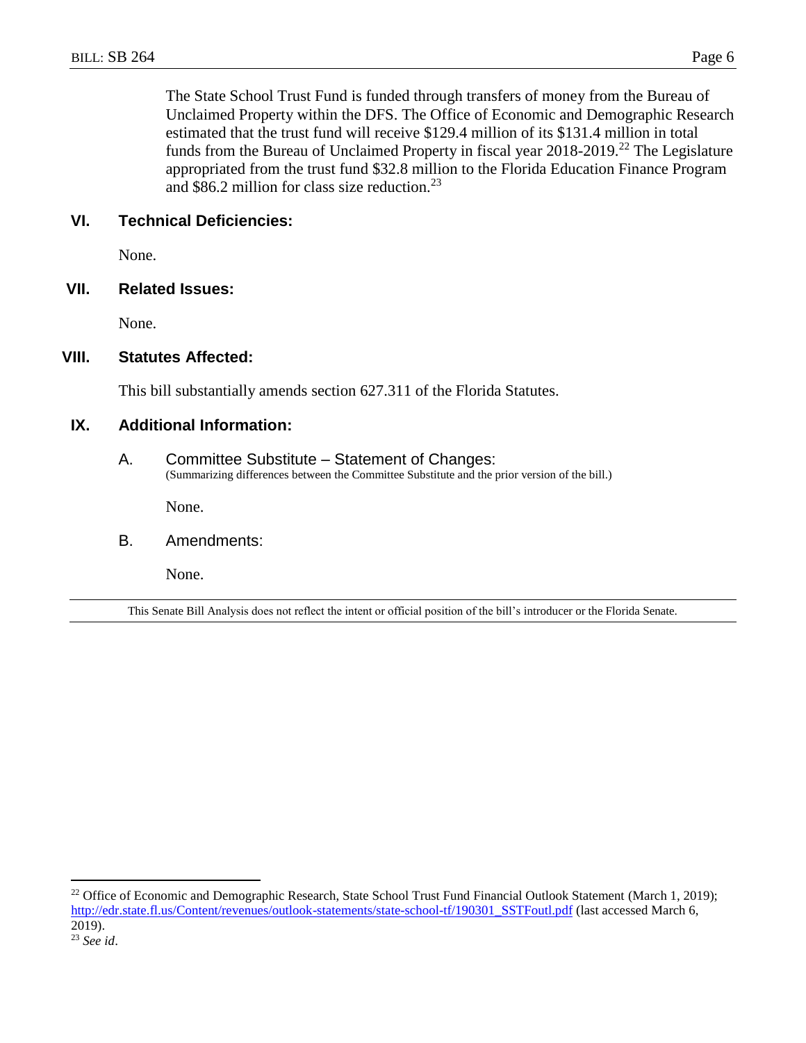The State School Trust Fund is funded through transfers of money from the Bureau of Unclaimed Property within the DFS. The Office of Economic and Demographic Research estimated that the trust fund will receive $129.4 million of its $131.4 million in total funds from the Bureau of Unclaimed Property in fiscal year 2018-2019.[22] The Legislature appropriated from the trust fund $32.8 million to the Florida Education Finance Program and $86.2 million for class size reduction.[23]

## VI. Technical Deficiencies:

None.

## VII. Related Issues:

None.

## VIII. Statutes Affected:

This bill substantially amends section 627.311 of the Florida Statutes.

## IX. Additional Information:

### A. Committee Substitute – Statement of Changes:
(Summarizing differences between the Committee Substitute and the prior version of the bill.)

None.

### B. Amendments:

None.

This Senate Bill Analysis does not reflect the intent or official position of the bill's introducer or the Florida Senate.

---

[22] Office of Economic and Demographic Research, State School Trust Fund Financial Outlook Statement (March 1, 2019); http://edr.state.fl.us/Content/revenues/outlook-statements/state-school-tf/190301_SSTFoutl.pdf (last accessed March 6, 2019).

[23] *See id*.